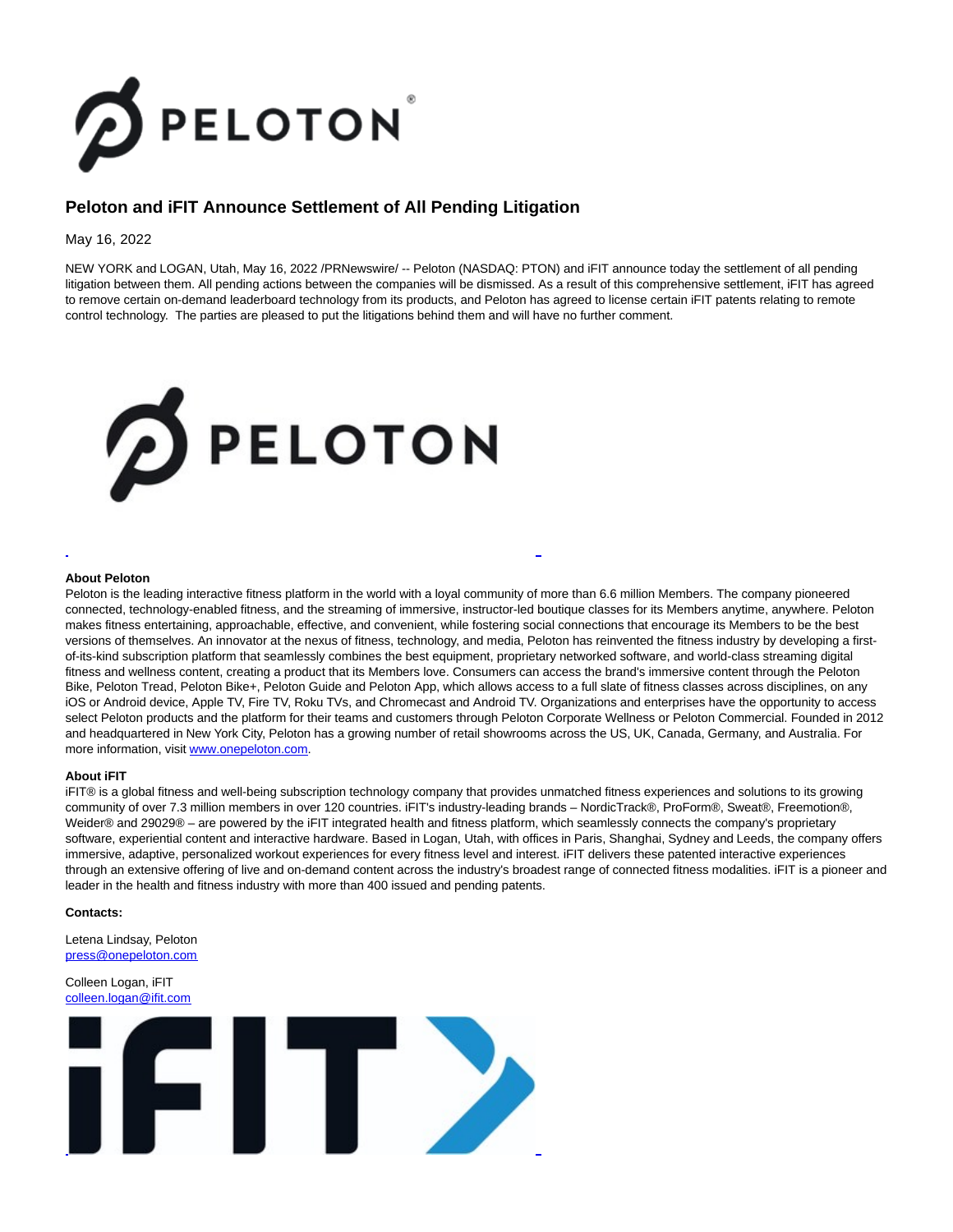# Peloton and iFIT Announce Settlement of All Pending Litigation

May 16, 2022

NEW YORK and LOGAN, Utah, May 16, 2022 /PRNewswire/ -- Peloton (NASDAQ: PTON) and iFIT announce today the settlement of all pending litigation between them. All pending actions between the companies will be dismissed. As a result of this comprehensive settlement, iFIT has agreed to remove certain on-demand leaderboard technology from its products, and Peloton has agreed to license certain iFIT patents relating to remote control technology. The parties are pleased to put the litigations behind them and will have no further comment.

**About Peloton**

Peloton is the leading interactive fitness platform in the world with a loyal community of more than 6.6 million Members. The company pioneered connected, technology-enabled fitness, and the streaming of immersive, instructor-led boutique classes for its Members anytime, anywhere. Peloton makes fitness entertaining, approachable, effective, and convenient, while fostering social connections that encourage its Members to be the best versions of themselves. An innovator at the nexus of fitness, technology, and media, Peloton has reinvented the fitness industry by developing a first-of-its-kind subscription platform that seamlessly combines the best equipment, proprietary networked software, and world-class streaming digital fitness and wellness content, creating a product that its Members love. Consumers can access the brand's immersive content through the Peloton Bike, Peloton Tread, Peloton Bike+, Peloton Guide and Peloton App, which allows access to a full slate of fitness classes across disciplines, on any iOS or Android device, Apple TV, Fire TV, Roku TVs, and Chromecast and Android TV. Organizations and enterprises have the opportunity to access select Peloton products and the platform for their teams and customers through Peloton Corporate Wellness or Peloton Commercial. Founded in 2012 and headquartered in New York City, Peloton has a growing number of retail showrooms across the US, UK, Canada, Germany, and Australia. For more information, visit www.onepeloton.com.

**About iFIT**

iFIT® is a global fitness and well-being subscription technology company that provides unmatched fitness experiences and solutions to its growing community of over 7.3 million members in over 120 countries. iFIT's industry-leading brands – NordicTrack®, ProForm®, Sweat®, Freemotion®, Weider® and 29029® – are powered by the iFIT integrated health and fitness platform, which seamlessly connects the company's proprietary software, experiential content and interactive hardware. Based in Logan, Utah, with offices in Paris, Shanghai, Sydney and Leeds, the company offers immersive, adaptive, personalized workout experiences for every fitness level and interest. iFIT delivers these patented interactive experiences through an extensive offering of live and on-demand content across the industry's broadest range of connected fitness modalities. iFIT is a pioneer and leader in the health and fitness industry with more than 400 issued and pending patents.

**Contacts:**

Letena Lindsay, Peloton
press@onepeloton.com

Colleen Logan, iFIT
colleen.logan@ifit.com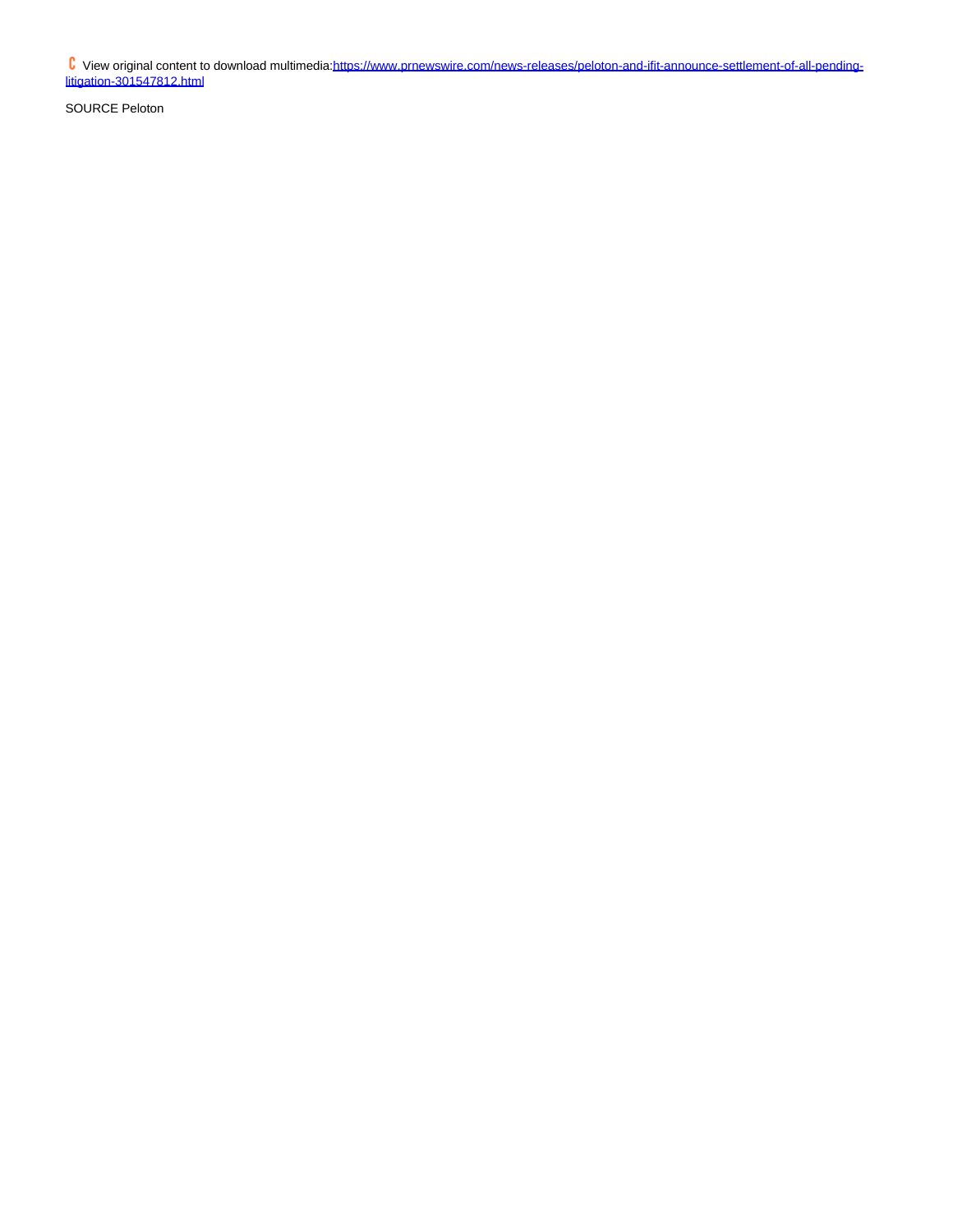View original content to download multimedia:https://www.prnewswire.com/news-releases/peloton-and-ifit-announce-settlement-of-all-pending-litigation-301547812.html

SOURCE Peloton